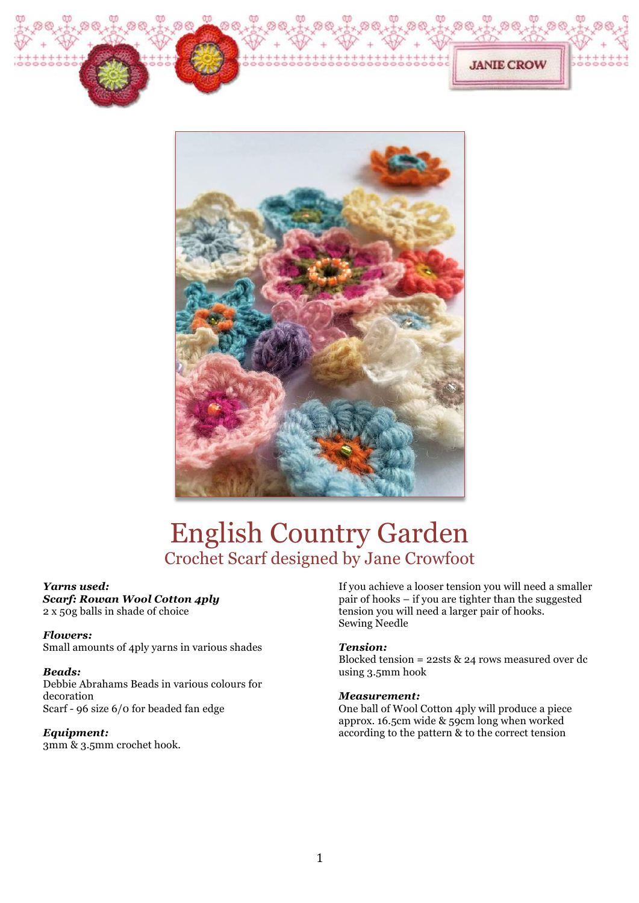# English Country Garden

## Crochet Scarf designed by Jane Crowfoot

***Yarns used:***
***Scarf: Rowan Wool Cotton 4ply***
2 x 50g balls in shade of choice

***Flowers:***
Small amounts of 4ply yarns in various shades

***Beads:***
Debbie Abrahams Beads in various colours for decoration
Scarf - 96 size 6/0 for beaded fan edge

***Equipment:***
3mm & 3.5mm crochet hook.

If you achieve a looser tension you will need a smaller pair of hooks – if you are tighter than the suggested tension you will need a larger pair of hooks.
Sewing Needle

***Tension:***
Blocked tension = 22sts & 24 rows measured over dc using 3.5mm hook

***Measurement:***
One ball of Wool Cotton 4ply will produce a piece approx. 16.5cm wide & 59cm long when worked according to the pattern & to the correct tension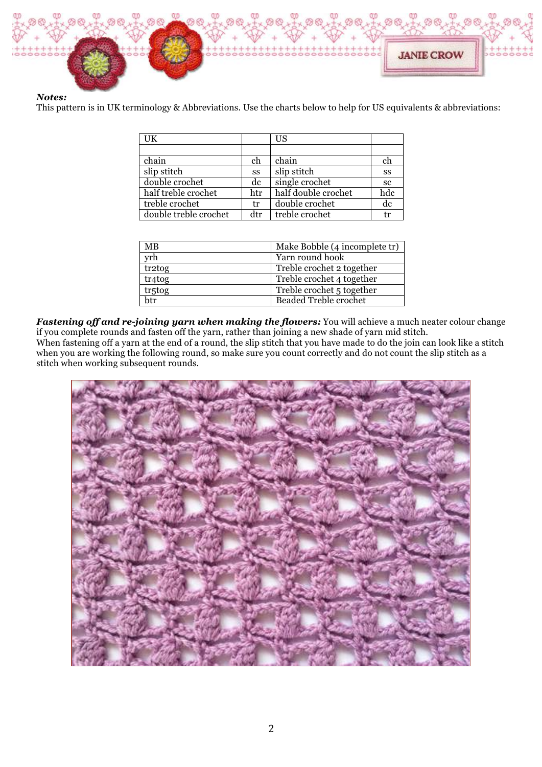***Notes:***
This pattern is in UK terminology & Abbreviations. Use the charts below to help for US equivalents & abbreviations:

| UK | | US | |
|---|---|---|---|
| | | | |
| chain | ch | chain | ch |
| slip stitch | ss | slip stitch | ss |
| double crochet | dc | single crochet | sc |
| half treble crochet | htr | half double crochet | hdc |
| treble crochet | tr | double crochet | dc |
| double treble crochet | dtr | treble crochet | tr |

| MB | Make Bobble (4 incomplete tr) |
|---|---|
| yrh | Yarn round hook |
| tr2tog | Treble crochet 2 together |
| tr4tog | Treble crochet 4 together |
| tr5tog | Treble crochet 5 together |
| btr | Beaded Treble crochet |

***Fastening off and re-joining yarn when making the flowers:*** You will achieve a much neater colour change if you complete rounds and fasten off the yarn, rather than joining a new shade of yarn mid stitch.
When fastening off a yarn at the end of a round, the slip stitch that you have made to do the join can look like a stitch when you are working the following round, so make sure you count correctly and do not count the slip stitch as a stitch when working subsequent rounds.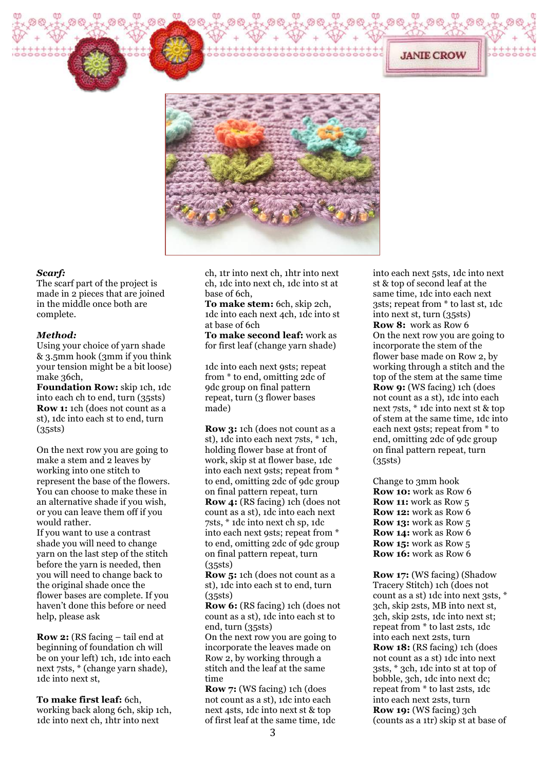***Scarf:***

The scarf part of the project is made in 2 pieces that are joined in the middle once both are complete.

***Method:***

Using your choice of yarn shade & 3.5mm hook (3mm if you think your tension might be a bit loose) make 36ch,

**Foundation Row:** skip 1ch, 1dc into each ch to end, turn (35sts)

**Row 1:** 1ch (does not count as a st), 1dc into each st to end, turn (35sts)

On the next row you are going to make a stem and 2 leaves by working into one stitch to represent the base of the flowers. You can choose to make these in an alternative shade if you wish, or you can leave them off if you would rather.

If you want to use a contrast shade you will need to change yarn on the last step of the stitch before the yarn is needed, then you will need to change back to the original shade once the flower bases are complete. If you haven't done this before or need help, please ask

**Row 2:** (RS facing – tail end at beginning of foundation ch will be on your left) 1ch, 1dc into each next 7sts, * (change yarn shade), 1dc into next st,

**To make first leaf:** 6ch, working back along 6ch, skip 1ch, 1dc into next ch, 1htr into next ch, 1tr into next ch, 1htr into next ch, 1dc into next ch, 1dc into st at base of 6ch,

**To make stem:** 6ch, skip 2ch, 1dc into each next 4ch, 1dc into st at base of 6ch

**To make second leaf:** work as for first leaf (change yarn shade)

1dc into each next 9sts; repeat from * to end, omitting 2dc of 9dc group on final pattern repeat, turn (3 flower bases made)

**Row 3:** 1ch (does not count as a st), 1dc into each next 7sts, * 1ch, holding flower base at front of work, skip st at flower base, 1dc into each next 9sts; repeat from * to end, omitting 2dc of 9dc group on final pattern repeat, turn

**Row 4:** (RS facing) 1ch (does not count as a st), 1dc into each next 7sts, * 1dc into next ch sp, 1dc into each next 9sts; repeat from * to end, omitting 2dc of 9dc group on final pattern repeat, turn (35sts)

**Row 5:** 1ch (does not count as a st), 1dc into each st to end, turn (35sts)

**Row 6:** (RS facing) 1ch (does not count as a st), 1dc into each st to end, turn (35sts)

On the next row you are going to incorporate the leaves made on Row 2, by working through a stitch and the leaf at the same time

**Row 7:** (WS facing) 1ch (does not count as a st), 1dc into each next 4sts, 1dc into next st & top of first leaf at the same time, 1dc into each next 5sts, 1dc into next st & top of second leaf at the same time, 1dc into each next 3sts; repeat from * to last st, 1dc into next st, turn (35sts)

**Row 8:** work as Row 6

On the next row you are going to incorporate the stem of the flower base made on Row 2, by working through a stitch and the top of the stem at the same time

**Row 9:** (WS facing) 1ch (does not count as a st), 1dc into each next 7sts, * 1dc into next st & top of stem at the same time, 1dc into each next 9sts; repeat from * to end, omitting 2dc of 9dc group on final pattern repeat, turn (35sts)

Change to 3mm hook

**Row 10:** work as Row 6
**Row 11:** work as Row 5
**Row 12:** work as Row 6
**Row 13:** work as Row 5
**Row 14:** work as Row 6
**Row 15:** work as Row 5
**Row 16:** work as Row 6

**Row 17:** (WS facing) (Shadow Tracery Stitch) 1ch (does not count as a st) 1dc into next 3sts, * 3ch, skip 2sts, MB into next st, 3ch, skip 2sts, 1dc into next st; repeat from * to last 2sts, 1dc into each next 2sts, turn

**Row 18:** (RS facing) 1ch (does not count as a st) 1dc into next 3sts, * 3ch, 1dc into st at top of bobble, 3ch, 1dc into next dc; repeat from * to last 2sts, 1dc into each next 2sts, turn

**Row 19:** (WS facing) 3ch (counts as a 1tr) skip st at base of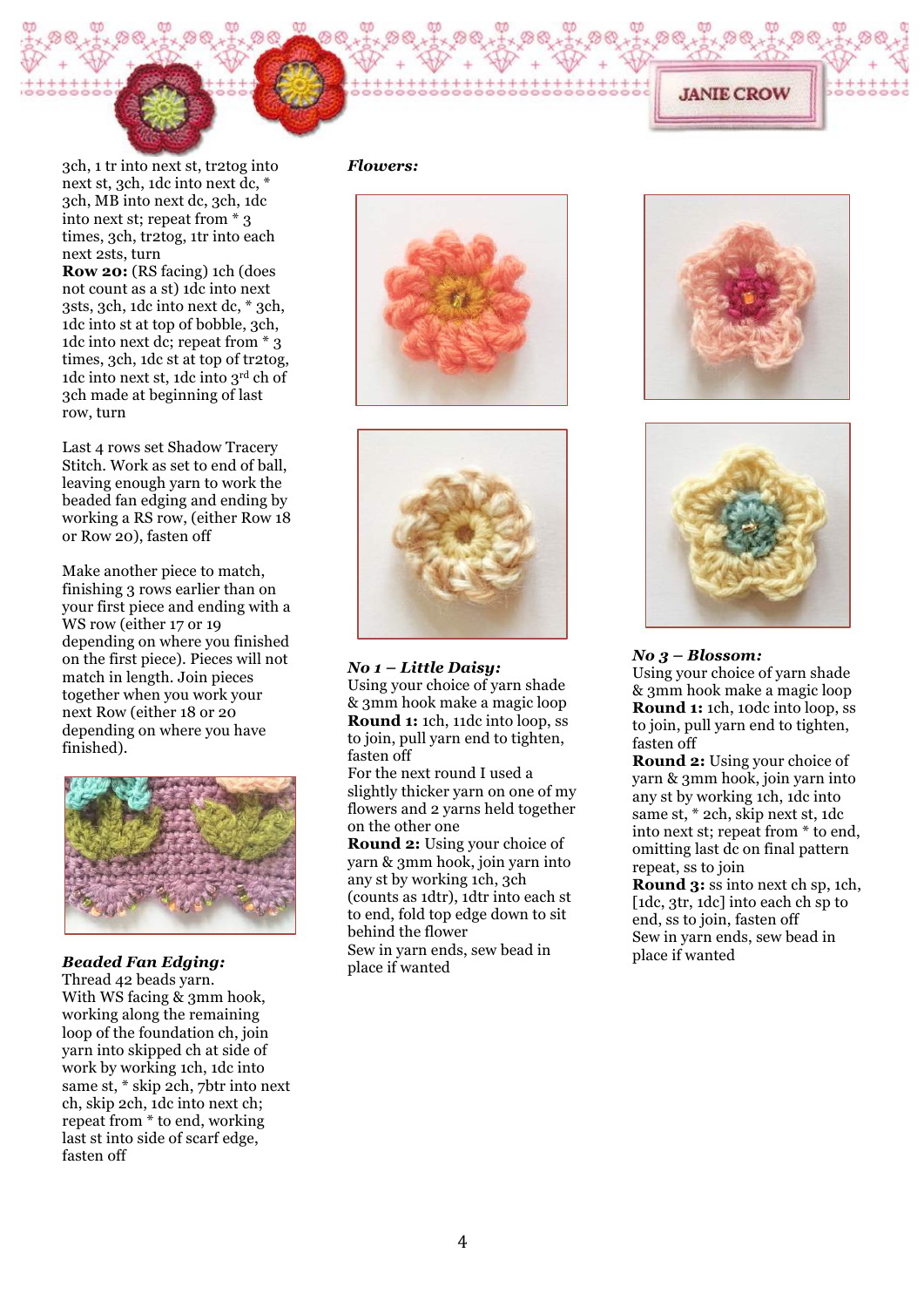3ch, 1 tr into next st, tr2tog into next st, 3ch, 1dc into next dc, * 3ch, MB into next dc, 3ch, 1dc into next st; repeat from * 3 times, 3ch, tr2tog, 1tr into each next 2sts, turn

**Row 20:** (RS facing) 1ch (does not count as a st) 1dc into next 3sts, 3ch, 1dc into next dc, * 3ch, 1dc into st at top of bobble, 3ch, 1dc into next dc; repeat from * 3 times, 3ch, 1dc st at top of tr2tog, 1dc into next st, 1dc into 3rd ch of 3ch made at beginning of last row, turn

Last 4 rows set Shadow Tracery Stitch. Work as set to end of ball, leaving enough yarn to work the beaded fan edging and ending by working a RS row, (either Row 18 or Row 20), fasten off

Make another piece to match, finishing 3 rows earlier than on your first piece and ending with a WS row (either 17 or 19 depending on where you finished on the first piece). Pieces will not match in length. Join pieces together when you work your next Row (either 18 or 20 depending on where you have finished).

***Beaded Fan Edging:***

Thread 42 beads yarn.

With WS facing & 3mm hook, working along the remaining loop of the foundation ch, join yarn into skipped ch at side of work by working 1ch, 1dc into same st, * skip 2ch, 7btr into next ch, skip 2ch, 1dc into next ch; repeat from * to end, working last st into side of scarf edge, fasten off

***Flowers:***

***No 1 – Little Daisy:***

Using your choice of yarn shade & 3mm hook make a magic loop

**Round 1:** 1ch, 11dc into loop, ss to join, pull yarn end to tighten, fasten off

For the next round I used a slightly thicker yarn on one of my flowers and 2 yarns held together on the other one

**Round 2:** Using your choice of yarn & 3mm hook, join yarn into any st by working 1ch, 3ch (counts as 1dtr), 1dtr into each st to end, fold top edge down to sit behind the flower

Sew in yarn ends, sew bead in place if wanted

***No 3 – Blossom:***

Using your choice of yarn shade & 3mm hook make a magic loop

**Round 1:** 1ch, 10dc into loop, ss to join, pull yarn end to tighten, fasten off

**Round 2:** Using your choice of yarn & 3mm hook, join yarn into any st by working 1ch, 1dc into same st, * 2ch, skip next st, 1dc into next st; repeat from * to end, omitting last dc on final pattern repeat, ss to join

**Round 3:** ss into next ch sp, 1ch, [1dc, 3tr, 1dc] into each ch sp to end, ss to join, fasten off

Sew in yarn ends, sew bead in place if wanted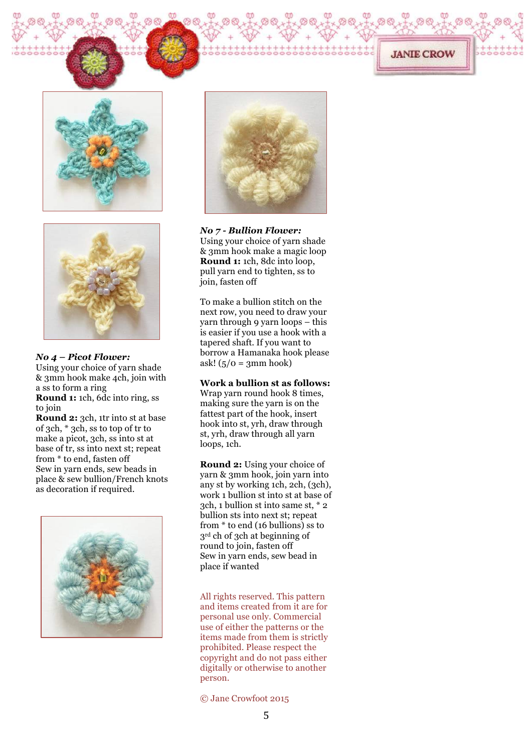***No 4 – Picot Flower:***
Using your choice of yarn shade & 3mm hook make 4ch, join with a ss to form a ring
**Round 1:** 1ch, 6dc into ring, ss to join
**Round 2:** 3ch, 1tr into st at base of 3ch, * 3ch, ss to top of tr to make a picot, 3ch, ss into st at base of tr, ss into next st; repeat from * to end, fasten off
Sew in yarn ends, sew beads in place & sew bullion/French knots as decoration if required.

***No 7 - Bullion Flower:***
Using your choice of yarn shade & 3mm hook make a magic loop
**Round 1:** 1ch, 8dc into loop, pull yarn end to tighten, ss to join, fasten off

To make a bullion stitch on the next row, you need to draw your yarn through 9 yarn loops – this is easier if you use a hook with a tapered shaft. If you want to borrow a Hamanaka hook please ask! (5/0 = 3mm hook)

**Work a bullion st as follows:**
Wrap yarn round hook 8 times, making sure the yarn is on the fattest part of the hook, insert hook into st, yrh, draw through st, yrh, draw through all yarn loops, 1ch.

**Round 2:** Using your choice of yarn & 3mm hook, join yarn into any st by working 1ch, 2ch, (3ch), work 1 bullion st into st at base of 3ch, 1 bullion st into same st, * 2 bullion sts into next st; repeat from * to end (16 bullions) ss to 3rd ch of 3ch at beginning of round to join, fasten off
Sew in yarn ends, sew bead in place if wanted

All rights reserved. This pattern and items created from it are for personal use only. Commercial use of either the patterns or the items made from them is strictly prohibited. Please respect the copyright and do not pass either digitally or otherwise to another person.

© Jane Crowfoot 2015